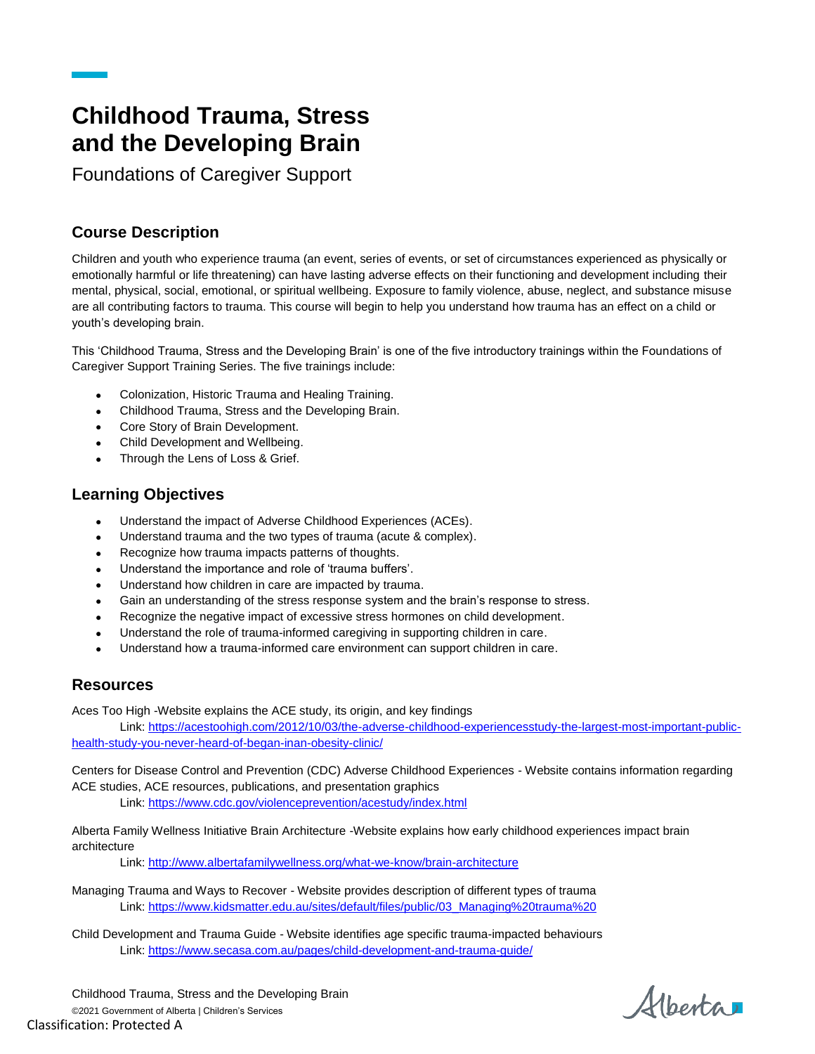# Childhood Trauma, Stress and the Developing Brain

Foundations of Caregiver Support

## Course Description

Children and youth who experience trauma (an event, series of events, or set of circumstances experienced as physically or emotionally harmful or life threatening) can have lasting adverse effects on their functioning and development including their mental, physical, social, emotional, or spiritual wellbeing. Exposure to family violence, abuse, neglect, and substance misuse are all contributing factors to trauma. This course will begin to help you understand how trauma has an effect on a child or youth's developing brain.

This 'Childhood Trauma, Stress and the Developing Brain' is one of the five introductory trainings within the Foundations of Caregiver Support Training Series. The five trainings include:

- Colonization, Historic Trauma and Healing Training.
- Childhood Trauma, Stress and the Developing Brain.
- Core Story of Brain Development.
- Child Development and Wellbeing.
- Through the Lens of Loss & Grief.

## Learning Objectives

- Understand the impact of Adverse Childhood Experiences (ACEs).
- Understand trauma and the two types of trauma (acute & complex).
- Recognize how trauma impacts patterns of thoughts.
- Understand the importance and role of 'trauma buffers'.
- Understand how children in care are impacted by trauma.
- Gain an understanding of the stress response system and the brain's response to stress.
- Recognize the negative impact of excessive stress hormones on child development.
- Understand the role of trauma-informed caregiving in supporting children in care.
- Understand how a trauma-informed care environment can support children in care.

## Resources

Aces Too High -Website explains the ACE study, its origin, and key findings

Link: https://acestoohigh.com/2012/10/03/the-adverse-childhood-experiencesstudy-the-largest-most-important-public-health-study-you-never-heard-of-began-inan-obesity-clinic/

Centers for Disease Control and Prevention (CDC) Adverse Childhood Experiences - Website contains information regarding ACE studies, ACE resources, publications, and presentation graphics

Link: https://www.cdc.gov/violenceprevention/acestudy/index.html

Alberta Family Wellness Initiative Brain Architecture -Website explains how early childhood experiences impact brain architecture

Link: http://www.albertafamilywellness.org/what-we-know/brain-architecture

Managing Trauma and Ways to Recover - Website provides description of different types of trauma

Link: https://www.kidsmatter.edu.au/sites/default/files/public/03_Managing%20trauma%20

Child Development and Trauma Guide - Website identifies age specific trauma-impacted behaviours

Link: https://www.secasa.com.au/pages/child-development-and-trauma-guide/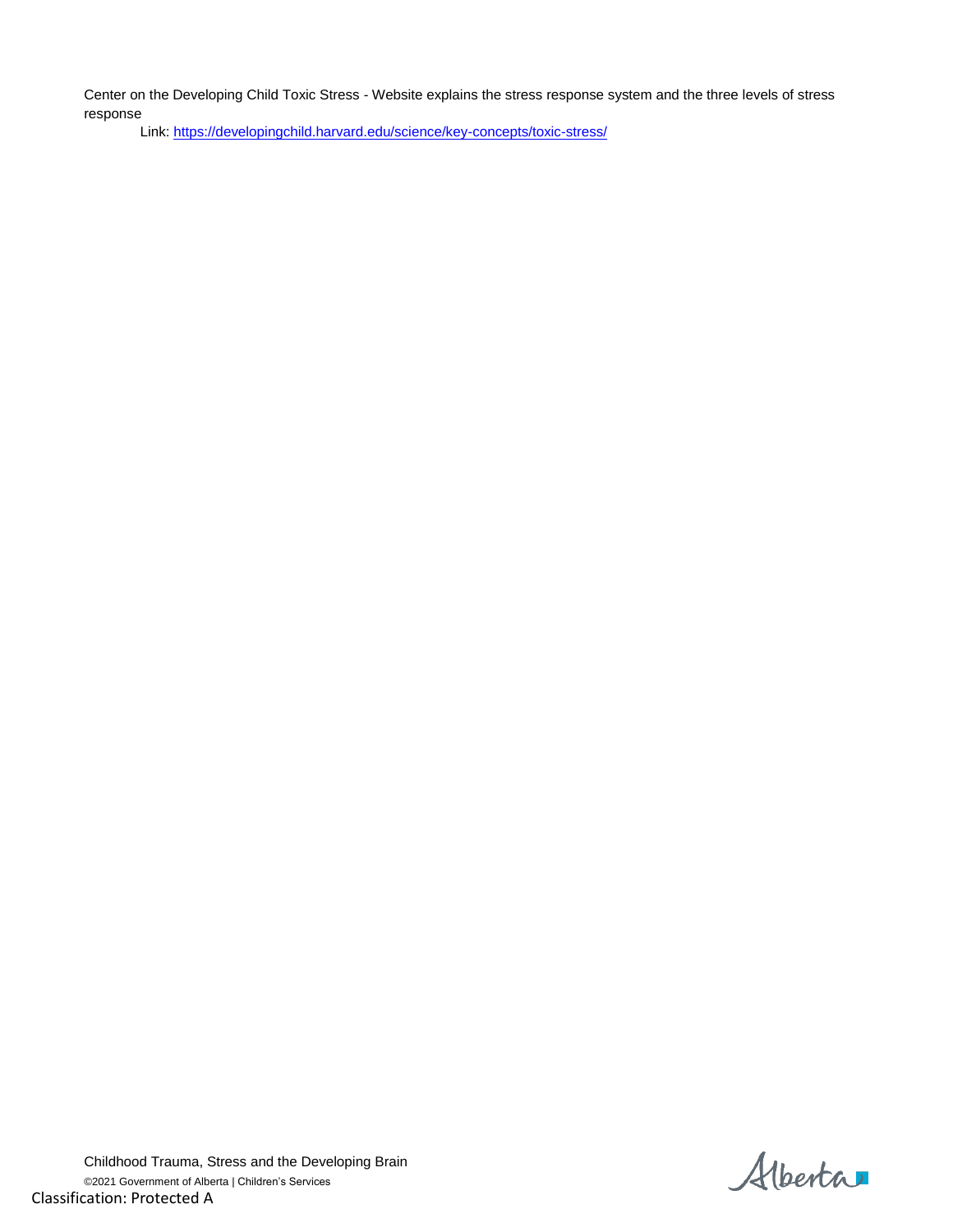Center on the Developing Child Toxic Stress - Website explains the stress response system and the three levels of stress response

Link: [https://developingchild.harvard.edu/science/key-concepts/toxic-stress/](https://developingchild.harvard.edu/science/key-concepts/toxic-stress/)